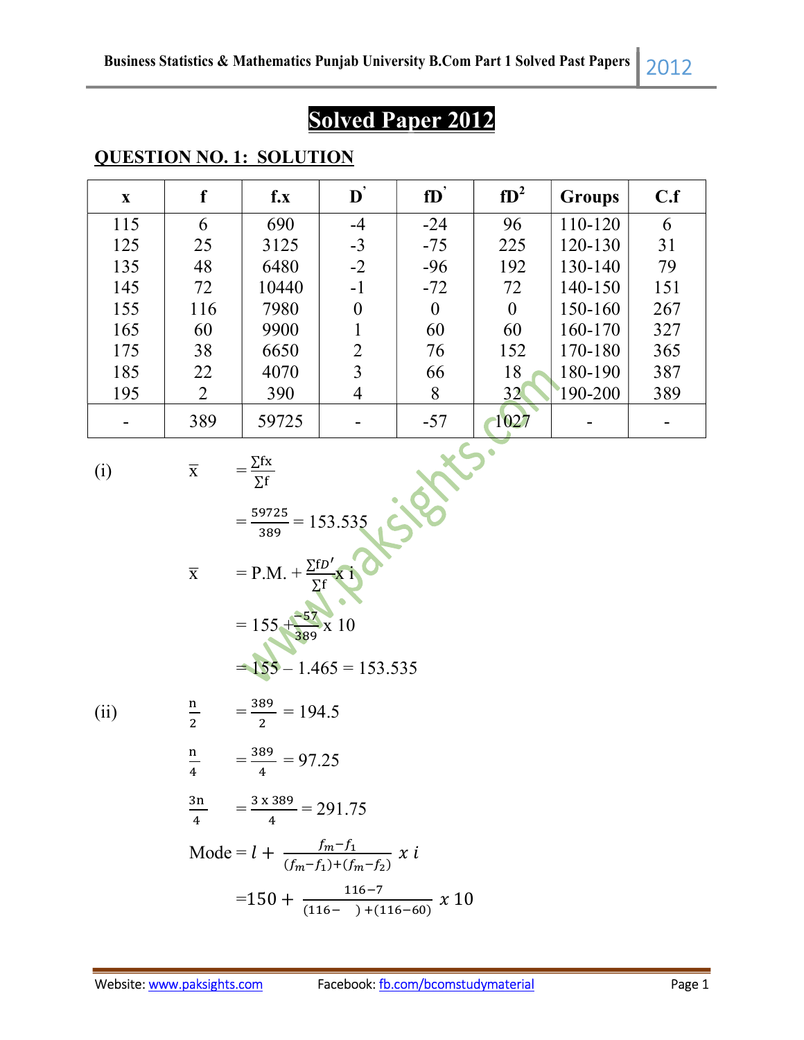# Solved Paper 2012

## QUESTION NO. 1: SOLUTION

| x | f | f.x | D' | fD' | fD² | Groups | C.f |
|---|---|---|---|---|---|---|---|
| 115 | 6 | 690 | -4 | -24 | 96 | 110-120 | 6 |
| 125 | 25 | 3125 | -3 | -75 | 225 | 120-130 | 31 |
| 135 | 48 | 6480 | -2 | -96 | 192 | 130-140 | 79 |
| 145 | 72 | 10440 | -1 | -72 | 72 | 140-150 | 151 |
| 155 | 116 | 7980 | 0 | 0 | 0 | 150-160 | 267 |
| 165 | 60 | 9900 | 1 | 60 | 60 | 160-170 | 327 |
| 175 | 38 | 6650 | 2 | 76 | 152 | 170-180 | 365 |
| 185 | 22 | 4070 | 3 | 66 | 18 | 180-190 | 387 |
| 195 | 2 | 390 | 4 | 8 | 32 | 190-200 | 389 |
| - | 389 | 59725 | - | -57 | 1027 | - | - |

(i) $\bar{x} = \frac{\sum fx}{\sum f}$

$= \frac{59725}{389} = 153.535$

$\bar{x} = \text{P.M.} + \frac{\sum fD'}{\sum f} \times i$

$= 155 + \frac{-57}{389} \times 10$

$= 155 - 1.465 = 153.535$

(ii) $\frac{n}{2} = \frac{389}{2} = 194.5$

$\frac{n}{4} = \frac{389}{4} = 97.25$

$\frac{3n}{4} = \frac{3 \times 389}{4} = 291.75$

$\text{Mode} = l + \frac{f_m - f_1}{(f_m - f_1) + (f_m - f_2)} \times i$

$= 150 + \frac{116-7}{(116- \quad ) + (116-60)} \times 10$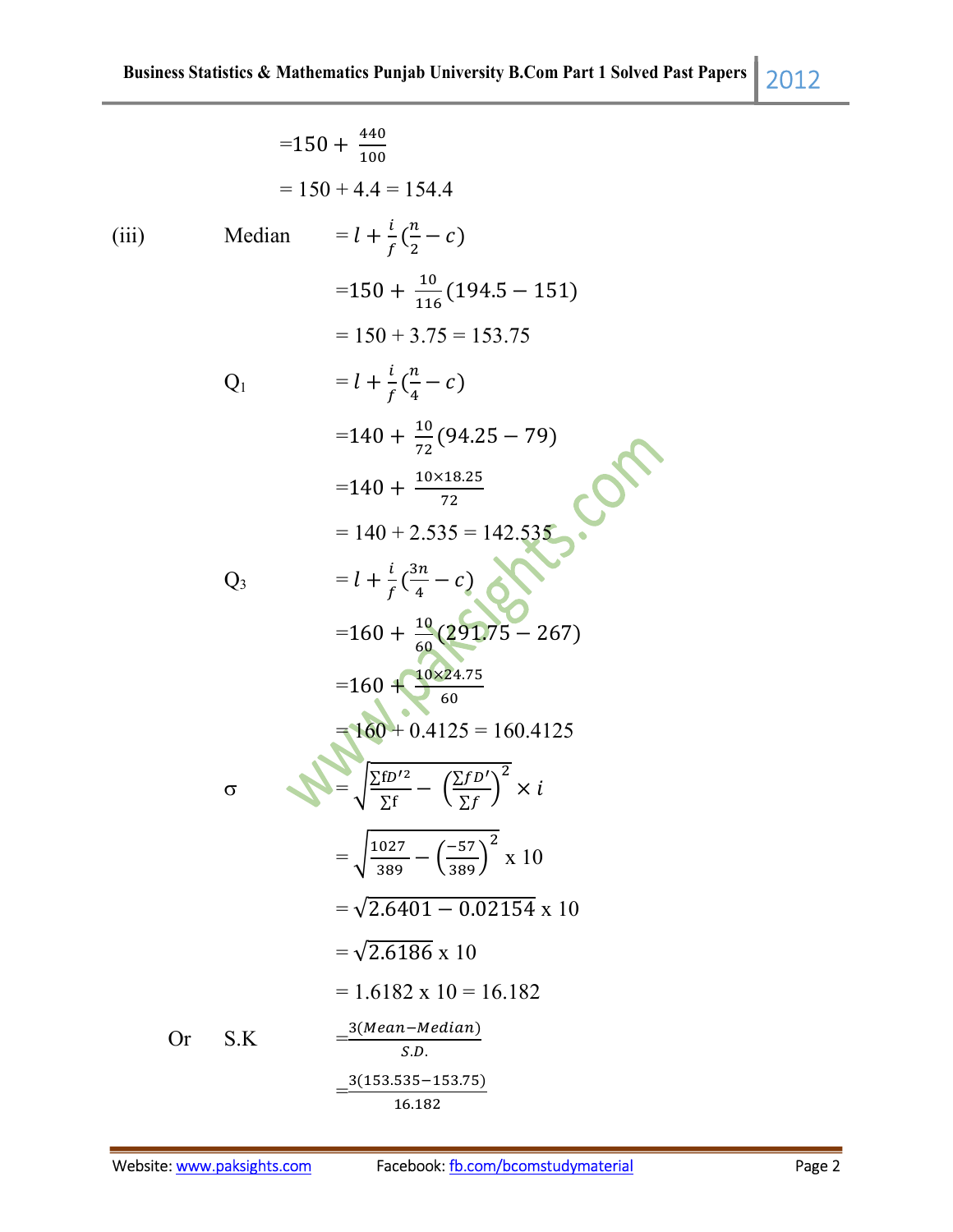$$=150 + \frac{440}{100}$$

$$= 150 + 4.4 = 154.4$$

(iii) Median

$$= l + \frac{i}{f}(\frac{n}{2} - c)$$

$$=150 + \frac{10}{116}(194.5 - 151)$$

$$= 150 + 3.75 = 153.75$$

$Q_1$

$$= l + \frac{i}{f}(\frac{n}{4} - c)$$

$$=140 + \frac{10}{72}(94.25 - 79)$$

$$=140 + \frac{10 \times 18.25}{72}$$

$$= 140 + 2.535 = 142.535$$

$Q_3$

$$= l + \frac{i}{f}(\frac{3n}{4} - c)$$

$$=160 + \frac{10}{60}(291.75 - 267)$$

$$=160 + \frac{10 \times 24.75}{60}$$

$$= 160 + 0.4125 = 160.4125$$

σ

$$= \sqrt{\frac{\Sigma fD'^2}{\Sigma f} - \left(\frac{\Sigma fD'}{\Sigma f}\right)^2} \times i$$

$$= \sqrt{\frac{1027}{389} - \left(\frac{-57}{389}\right)^2} \text{ x } 10$$

$$= \sqrt{2.6401 - 0.02154} \text{ x } 10$$

$$= \sqrt{2.6186} \text{ x } 10$$

$$= 1.6182 \text{ x } 10 = 16.182$$

Or S.K

$$=\frac{3(Mean - Median)}{S.D.}$$

$$=\frac{3(153.535 - 153.75)}{16.182}$$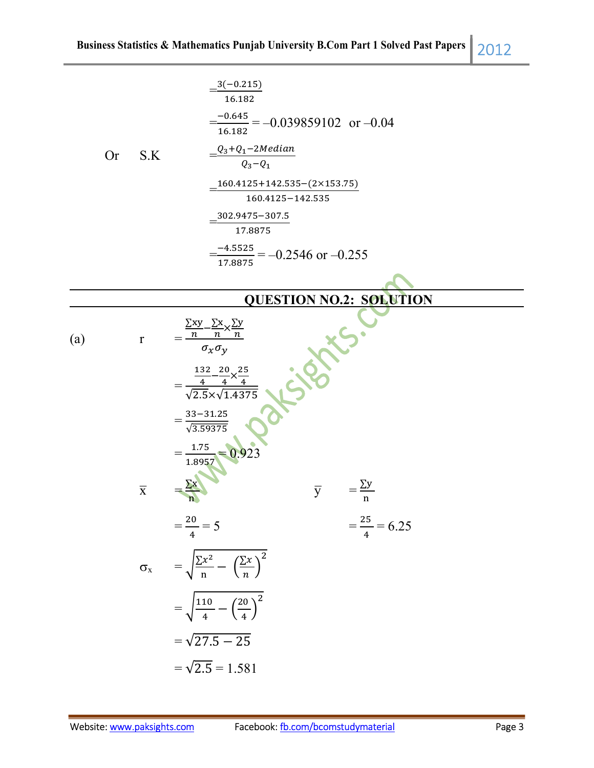$$=\frac{3(-0.215)}{16.182}$$

$$=\frac{-0.645}{16.182} = -0.039859102 \quad \text{or } -0.04$$

Or S.K $$=\frac{Q_3+Q_1-2Median}{Q_3-Q_1}$$

$$=\frac{160.4125+142.535-(2\times153.75)}{160.4125-142.535}$$

$$=\frac{302.9475-307.5}{17.8875}$$

$$=\frac{-4.5525}{17.8875} = -0.2546 \text{ or } -0.255$$

## QUESTION NO.2: SOLUTION

(a) r $$=\frac{\frac{\sum xy}{n}-\frac{\sum x}{n}\times\frac{\sum y}{n}}{\sigma_x\sigma_y}$$

$$=\frac{\frac{132}{4}-\frac{20}{4}\times\frac{25}{4}}{\sqrt{2.5}\times\sqrt{1.4375}}$$

$$=\frac{33-31.25}{\sqrt{3.59375}}$$

$$=\frac{1.75}{1.8957} = 0.923$$

$\bar{x}$ $=\frac{\sum x}{n}$ $\qquad$ $\bar{y}$ $=\frac{\sum y}{n}$

$=\frac{20}{4} = 5$ $\qquad$ $=\frac{25}{4} = 6.25$

$\sigma_x$ $$=\sqrt{\frac{\sum x^2}{n}-\left(\frac{\sum x}{n}\right)^2}$$

$$=\sqrt{\frac{110}{4}-\left(\frac{20}{4}\right)^2}$$

$$=\sqrt{27.5-25}$$

$$=\sqrt{2.5} = 1.581$$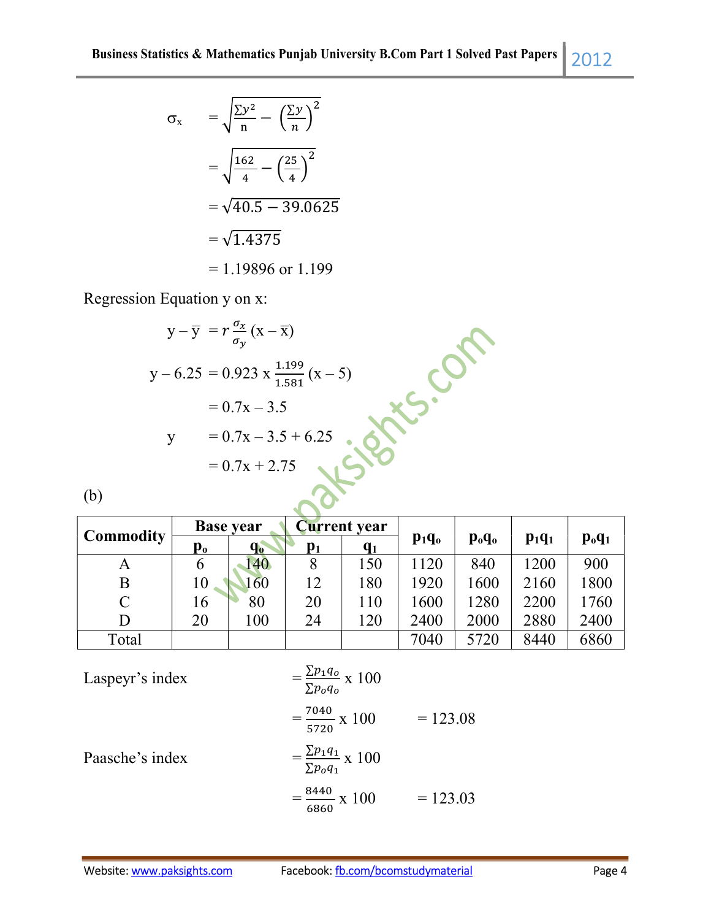$$\sigma_x = \sqrt{\frac{\Sigma y^2}{n} - \left(\frac{\Sigma y}{n}\right)^2}$$

$$= \sqrt{\frac{162}{4} - \left(\frac{25}{4}\right)^2}$$

$$= \sqrt{40.5 - 39.0625}$$

$$= \sqrt{1.4375}$$

$$= 1.19896 \text{ or } 1.199$$

Regression Equation y on x:

$$y - \bar{y} = r\frac{\sigma_x}{\sigma_y}(x - \bar{x})$$

$$y - 6.25 = 0.923 \times \frac{1.199}{1.581}(x - 5)$$

$$= 0.7x - 3.5$$

$$y = 0.7x - 3.5 + 6.25$$

$$= 0.7x + 2.75$$

(b)

| Commodity | Base year | | Current year | | $p_1q_o$ | $p_oq_o$ | $p_1q_1$ | $p_oq_1$ |
|---|---|---|---|---|---|---|---|---|
| | $p_o$ | $q_o$ | $p_1$ | $q_1$ | | | | |
| A | 6 | 140 | 8 | 150 | 1120 | 840 | 1200 | 900 |
| B | 10 | 160 | 12 | 180 | 1920 | 1600 | 2160 | 1800 |
| C | 16 | 80 | 20 | 110 | 1600 | 1280 | 2200 | 1760 |
| D | 20 | 100 | 24 | 120 | 2400 | 2000 | 2880 | 2400 |
| Total | | | | | 7040 | 5720 | 8440 | 6860 |

Laspeyr's index $= \frac{\Sigma p_1 q_o}{\Sigma p_o q_o} \times 100$

$= \frac{7040}{5720} \times 100 = 123.08$

Paasche's index $= \frac{\Sigma p_1 q_1}{\Sigma p_o q_1} \times 100$

$= \frac{8440}{6860} \times 100 = 123.03$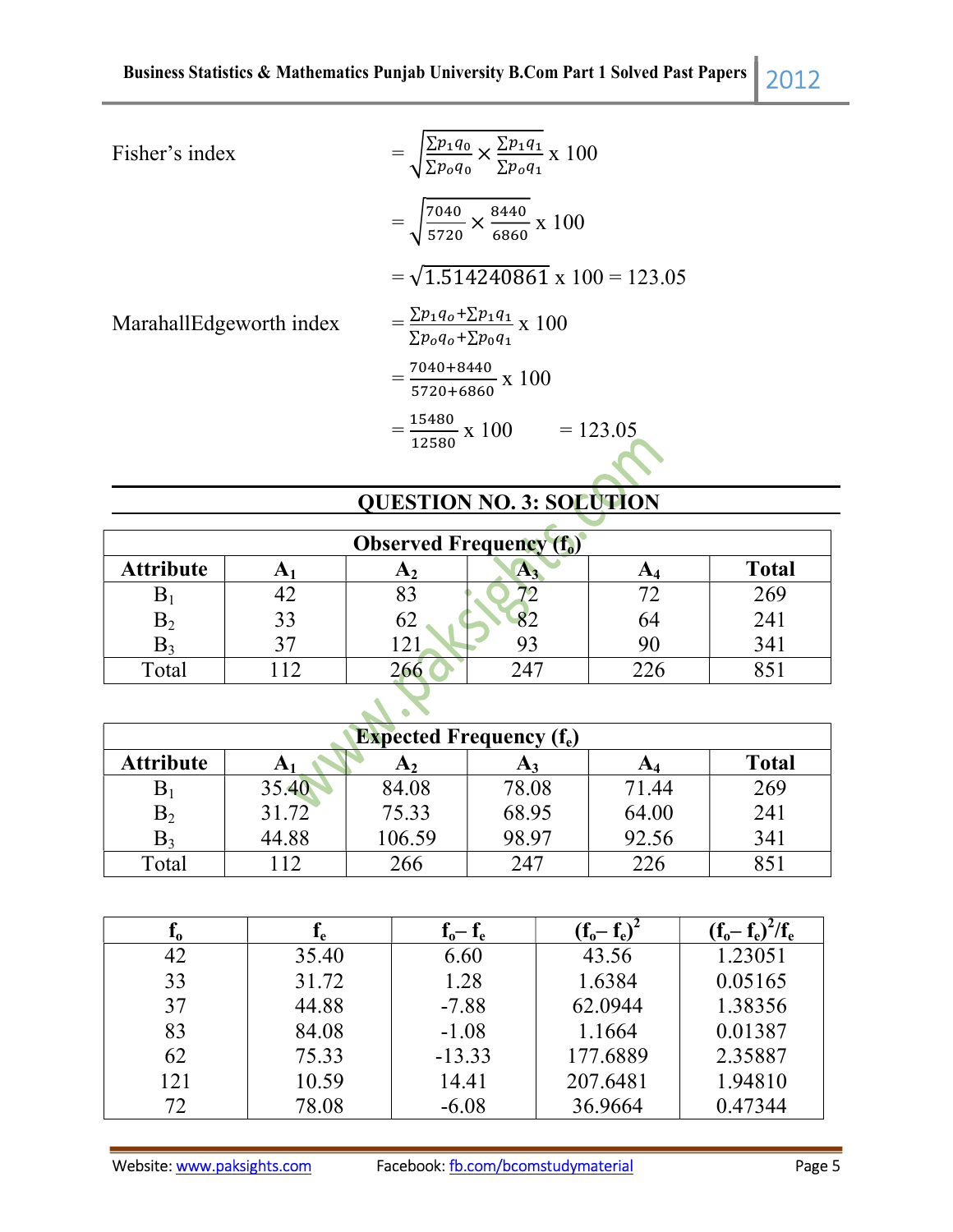Fisher's index $= \sqrt{\frac{\sum p_1 q_0}{\sum p_o q_0} \times \frac{\sum p_1 q_1}{\sum p_o q_1}} \text{ x } 100$

$= \sqrt{\frac{7040}{5720} \times \frac{8440}{6860}} \text{ x } 100$

$= \sqrt{1.514240861} \text{ x } 100 = 123.05$

MarahallEdgeworth index $= \frac{\sum p_1 q_o + \sum p_1 q_1}{\sum p_o q_o + \sum p_o q_1} \text{ x } 100$

$= \frac{7040+8440}{5720+6860} \text{ x } 100$

$= \frac{15480}{12580} \text{ x } 100 \qquad = 123.05$

## QUESTION NO. 3: SOLUTION

| Observed Frequency ($f_o$) | | | | | |
|---|---|---|---|---|---|
| Attribute | $A_1$ | $A_2$ | $A_3$ | $A_4$ | Total |
| $B_1$ | 42 | 83 | 72 | 72 | 269 |
| $B_2$ | 33 | 62 | 82 | 64 | 241 |
| $B_3$ | 37 | 121 | 93 | 90 | 341 |
| Total | 112 | 266 | 247 | 226 | 851 |

| Expected Frequency ($f_e$) | | | | | |
|---|---|---|---|---|---|
| Attribute | $A_1$ | $A_2$ | $A_3$ | $A_4$ | Total |
| $B_1$ | 35.40 | 84.08 | 78.08 | 71.44 | 269 |
| $B_2$ | 31.72 | 75.33 | 68.95 | 64.00 | 241 |
| $B_3$ | 44.88 | 106.59 | 98.97 | 92.56 | 341 |
| Total | 112 | 266 | 247 | 226 | 851 |

| $f_o$ | $f_e$ | $f_o - f_e$ | $(f_o - f_e)^2$ | $(f_o - f_e)^2/f_e$ |
|---|---|---|---|---|
| 42 | 35.40 | 6.60 | 43.56 | 1.23051 |
| 33 | 31.72 | 1.28 | 1.6384 | 0.05165 |
| 37 | 44.88 | -7.88 | 62.0944 | 1.38356 |
| 83 | 84.08 | -1.08 | 1.1664 | 0.01387 |
| 62 | 75.33 | -13.33 | 177.6889 | 2.35887 |
| 121 | 10.59 | 14.41 | 207.6481 | 1.94810 |
| 72 | 78.08 | -6.08 | 36.9664 | 0.47344 |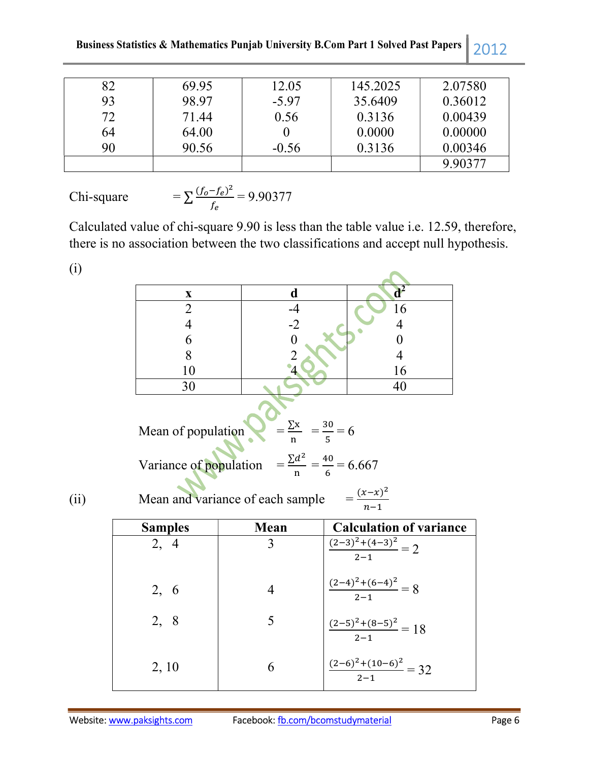| 82 | 69.95 | 12.05 | 145.2025 | 2.07580 |
|---|---|---|---|---|
| 93 | 98.97 | -5.97 | 35.6409 | 0.36012 |
| 72 | 71.44 | 0.56 | 0.3136 | 0.00439 |
| 64 | 64.00 | 0 | 0.0000 | 0.00000 |
| 90 | 90.56 | -0.56 | 0.3136 | 0.00346 |
| | | | | 9.90377 |

Chi-square $= \sum \frac{(f_o - f_e)^2}{f_e} = 9.90377$

Calculated value of chi-square 9.90 is less than the table value i.e. 12.59, therefore, there is no association between the two classifications and accept null hypothesis.

(i)

| x | d | $d^2$ |
|---|---|---|
| 2 | -4 | 16 |
| 4 | -2 | 4 |
| 6 | 0 | 0 |
| 8 | 2 | 4 |
| 10 | 4 | 16 |
| 30 | | 40 |

Mean of population $= \frac{\sum x}{n} = \frac{30}{5} = 6$

Variance of population $= \frac{\sum d^2}{n} = \frac{40}{6} = 6.667$

(ii) Mean and variance of each sample $= \frac{(x-x)^2}{n-1}$

| Samples | Mean | Calculation of variance |
|---|---|---|
| 2, 4 | 3 | $\frac{(2-3)^2+(4-3)^2}{2-1} = 2$ |
| 2, 6 | 4 | $\frac{(2-4)^2+(6-4)^2}{2-1} = 8$ |
| 2, 8 | 5 | $\frac{(2-5)^2+(8-5)^2}{2-1} = 18$ |
| 2, 10 | 6 | $\frac{(2-6)^2+(10-6)^2}{2-1} = 32$ |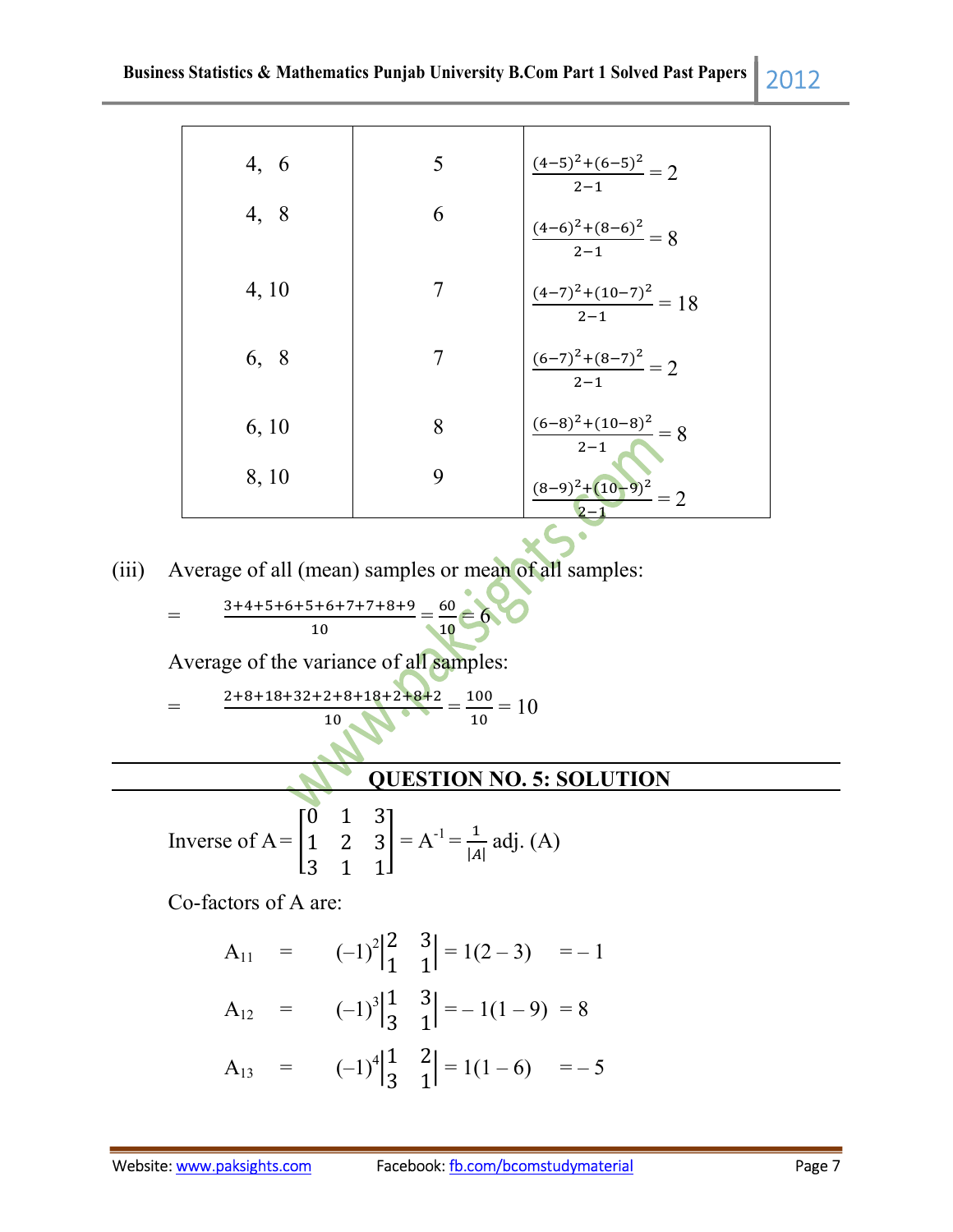| | | |
|---|---|---|
| 4, 6 | 5 | $\frac{(4-5)^2+(6-5)^2}{2-1} = 2$ |
| 4, 8 | 6 | $\frac{(4-6)^2+(8-6)^2}{2-1} = 8$ |
| 4, 10 | 7 | $\frac{(4-7)^2+(10-7)^2}{2-1} = 18$ |
| 6, 8 | 7 | $\frac{(6-7)^2+(8-7)^2}{2-1} = 2$ |
| 6, 10 | 8 | $\frac{(6-8)^2+(10-8)^2}{2-1} = 8$ |
| 8, 10 | 9 | $\frac{(8-9)^2+(10-9)^2}{2-1} = 2$ |

(iii) Average of all (mean) samples or mean of all samples:

$$= \frac{3+4+5+6+5+6+7+7+8+9}{10} = \frac{60}{10} = 6$$

Average of the variance of all samples:

$$= \frac{2+8+18+32+2+8+18+2+8+2}{10} = \frac{100}{10} = 10$$

## QUESTION NO. 5: SOLUTION

Inverse of $A = \begin{bmatrix} 0 & 1 & 3 \\ 1 & 2 & 3 \\ 3 & 1 & 1 \end{bmatrix} = A^{-1} = \frac{1}{|A|}\,\text{adj.}(A)$

Co-factors of A are:

$$A_{11} = (-1)^2\begin{vmatrix} 2 & 3 \\ 1 & 1 \end{vmatrix} = 1(2-3) = -1$$

$$A_{12} = (-1)^3\begin{vmatrix} 1 & 3 \\ 3 & 1 \end{vmatrix} = -1(1-9) = 8$$

$$A_{13} = (-1)^4\begin{vmatrix} 1 & 2 \\ 3 & 1 \end{vmatrix} = 1(1-6) = -5$$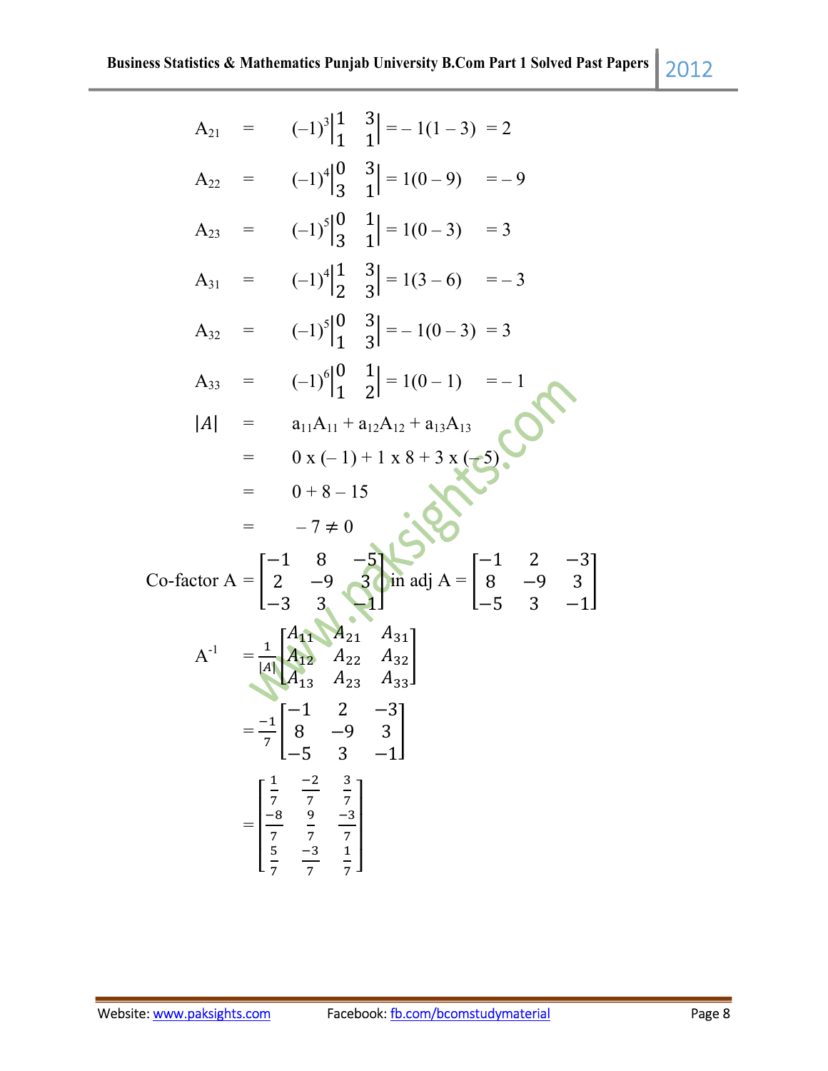$$A_{21} = (-1)^3\begin{vmatrix}1 & 3\\1 & 1\end{vmatrix} = -1(1-3) = 2$$

$$A_{22} = (-1)^4\begin{vmatrix}0 & 3\\3 & 1\end{vmatrix} = 1(0-9) = -9$$

$$A_{23} = (-1)^5\begin{vmatrix}0 & 1\\3 & 1\end{vmatrix} = 1(0-3) = 3$$

$$A_{31} = (-1)^4\begin{vmatrix}1 & 3\\2 & 3\end{vmatrix} = 1(3-6) = -3$$

$$A_{32} = (-1)^5\begin{vmatrix}0 & 3\\1 & 3\end{vmatrix} = -1(0-3) = 3$$

$$A_{33} = (-1)^6\begin{vmatrix}0 & 1\\1 & 2\end{vmatrix} = 1(0-1) = -1$$

$$\begin{aligned}|A| &= a_{11}A_{11} + a_{12}A_{12} + a_{13}A_{13}\\ &= 0 \times (-1) + 1 \times 8 + 3 \times (-5)\\ &= 0 + 8 - 15\\ &= -7 \neq 0\end{aligned}$$

Co-factor $A = \begin{bmatrix}-1 & 8 & -5\\2 & -9 & 3\\-3 & 3 & -1\end{bmatrix}$ in adj $A = \begin{bmatrix}-1 & 2 & -3\\8 & -9 & 3\\-5 & 3 & -1\end{bmatrix}$

$$A^{-1} = \frac{1}{|A|}\begin{bmatrix}A_{11} & A_{21} & A_{31}\\A_{12} & A_{22} & A_{32}\\A_{13} & A_{23} & A_{33}\end{bmatrix}$$

$$= \frac{-1}{7}\begin{bmatrix}-1 & 2 & -3\\8 & -9 & 3\\-5 & 3 & -1\end{bmatrix}$$

$$= \begin{bmatrix}\frac{1}{7} & \frac{-2}{7} & \frac{3}{7}\\[4pt] \frac{-8}{7} & \frac{9}{7} & \frac{-3}{7}\\[4pt] \frac{5}{7} & \frac{-3}{7} & \frac{1}{7}\end{bmatrix}$$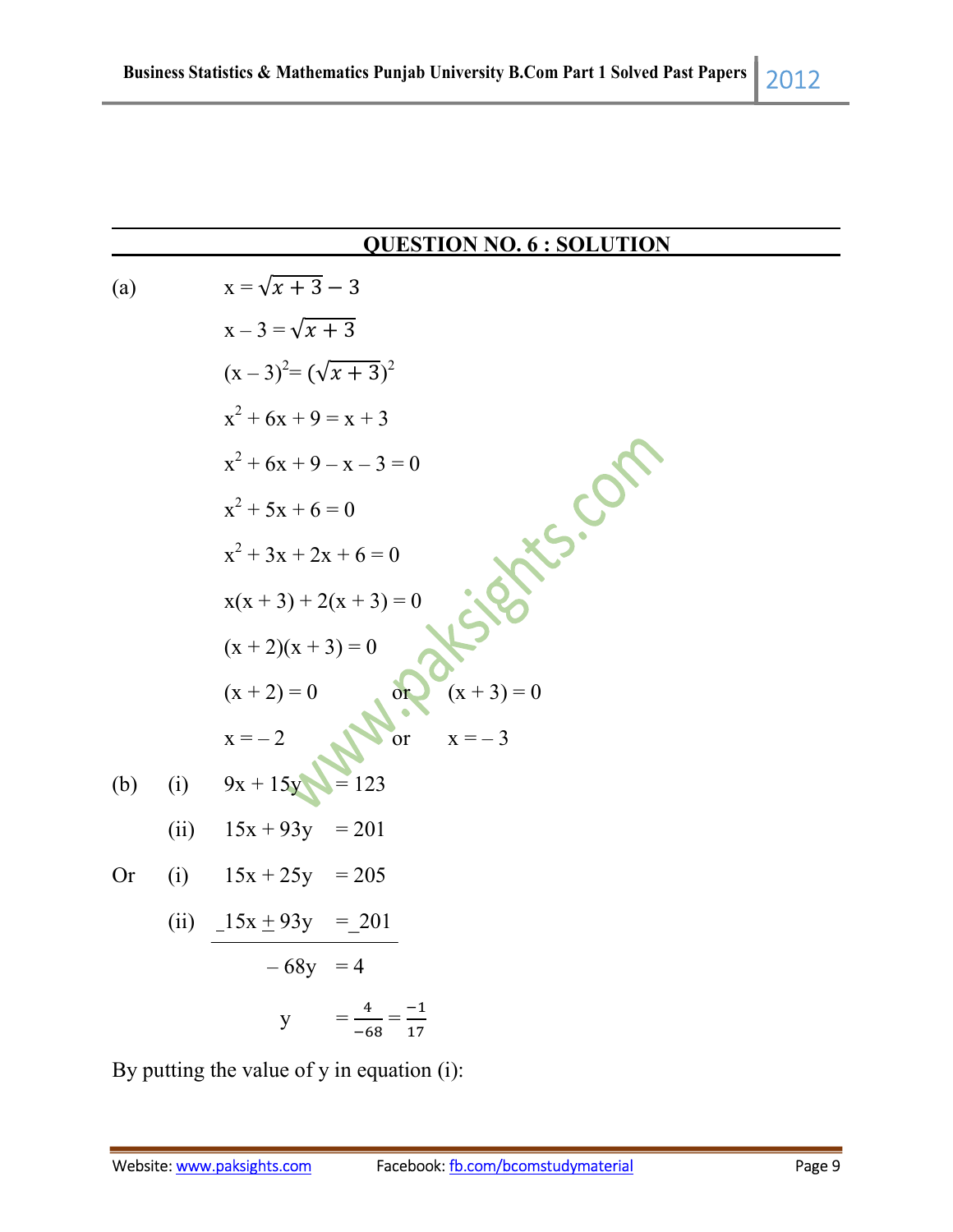## QUESTION NO. 6 : SOLUTION

(a)

$x = \sqrt{x+3} - 3$

$x - 3 = \sqrt{x+3}$

$(x - 3)^2 = (\sqrt{x+3})^2$

$x^2 + 6x + 9 = x + 3$

$x^2 + 6x + 9 - x - 3 = 0$

$x^2 + 5x + 6 = 0$

$x^2 + 3x + 2x + 6 = 0$

$x(x + 3) + 2(x + 3) = 0$

$(x + 2)(x + 3) = 0$

$(x + 2) = 0$ or $(x + 3) = 0$

$x = -2$ or $x = -3$

(b)

(i) $9x + 15y = 123$

(ii) $15x + 93y = 201$

Or

(i) $15x + 25y = 205$

(ii) $\underline{{}_-15x \pm 93y = {}_-201}$

$-68y = 4$

$y = \frac{4}{-68} = \frac{-1}{17}$

By putting the value of y in equation (i):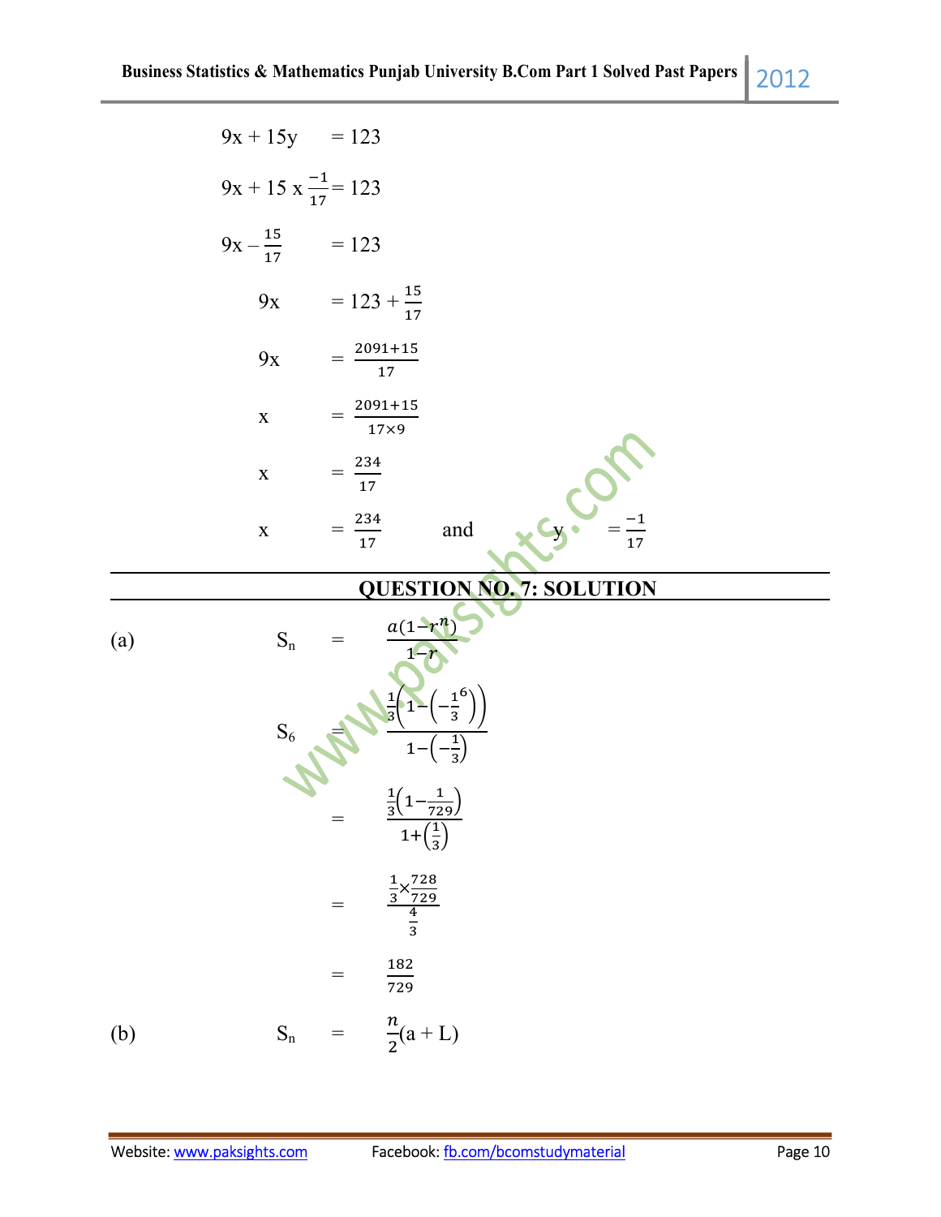$$9x + 15y = 123$$

$$9x + 15 \times \frac{-1}{17} = 123$$

$$9x - \frac{15}{17} = 123$$

$$9x = 123 + \frac{15}{17}$$

$$9x = \frac{2091+15}{17}$$

$$x = \frac{2091+15}{17\times 9}$$

$$x = \frac{234}{17}$$

$$x = \frac{234}{17} \quad \text{and} \quad y = \frac{-1}{17}$$

---

## QUESTION NO. 7: SOLUTION

---

(a)

$$S_n = \frac{a(1-r^n)}{1-r}$$

$$S_6 = \frac{\frac{1}{3}\left(1-\left(-\frac{1}{3}^6\right)\right)}{1-\left(-\frac{1}{3}\right)}$$

$$= \frac{\frac{1}{3}\left(1-\frac{1}{729}\right)}{1+\left(\frac{1}{3}\right)}$$

$$= \frac{\frac{1}{3}\times\frac{728}{729}}{\frac{4}{3}}$$

$$= \frac{182}{729}$$

(b)

$$S_n = \frac{n}{2}(a + L)$$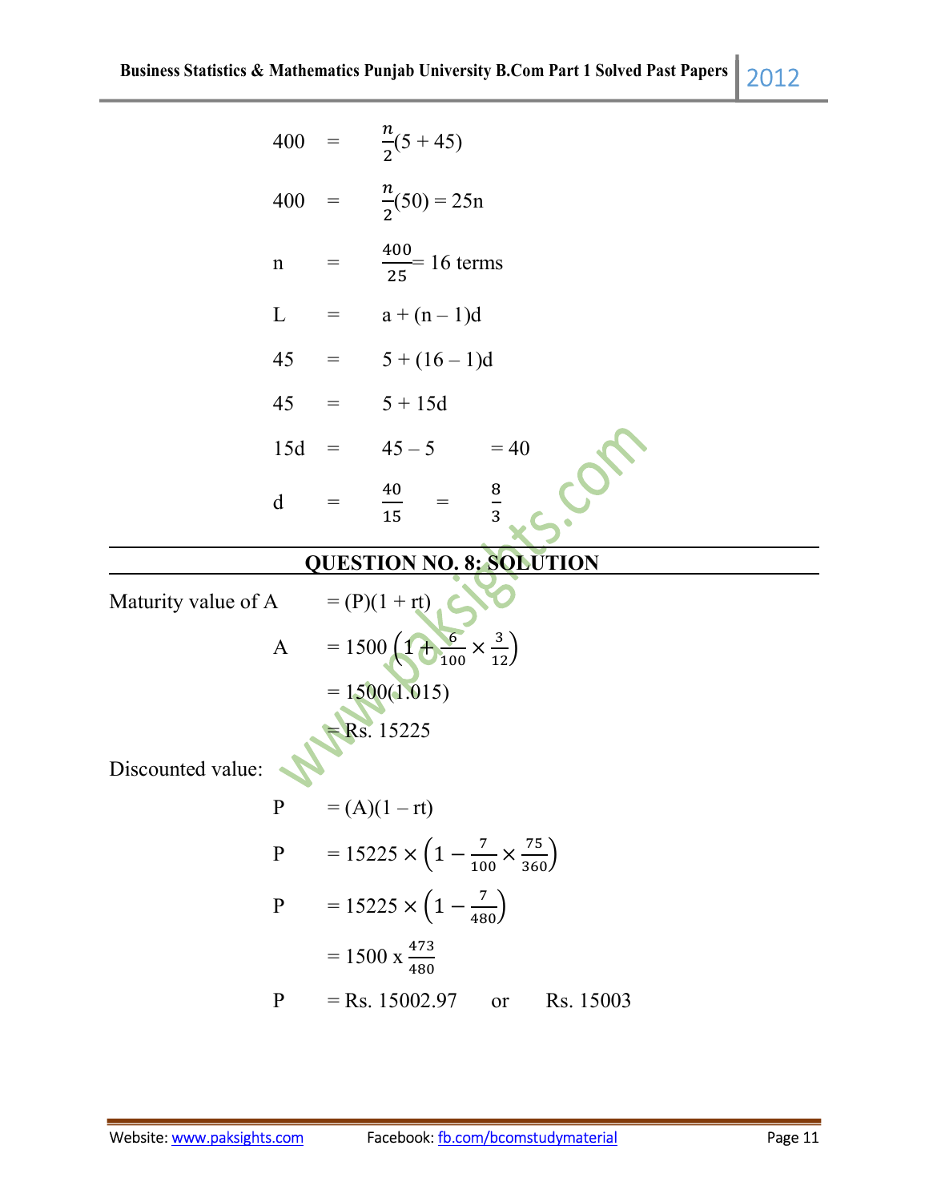$$400 = \frac{n}{2}(5 + 45)$$

$$400 = \frac{n}{2}(50) = 25n$$

$$n = \frac{400}{25} = 16 \text{ terms}$$

$$L = a + (n - 1)d$$

$$45 = 5 + (16 - 1)d$$

$$45 = 5 + 15d$$

$$15d = 45 - 5 = 40$$

$$d = \frac{40}{15} = \frac{8}{3}$$

---

## QUESTION NO. 8: SOLUTION

Maturity value of A $= (P)(1 + rt)$

$$A = 1500\left(1 + \frac{6}{100} \times \frac{3}{12}\right)$$

$$= 1500(1.015)$$

$$= \text{Rs. } 15225$$

Discounted value:

$$P = (A)(1 - rt)$$

$$P = 15225 \times \left(1 - \frac{7}{100} \times \frac{75}{360}\right)$$

$$P = 15225 \times \left(1 - \frac{7}{480}\right)$$

$$= 1500 \text{ x } \frac{473}{480}$$

$$P = \text{Rs. } 15002.97 \quad \text{or} \quad \text{Rs. } 15003$$